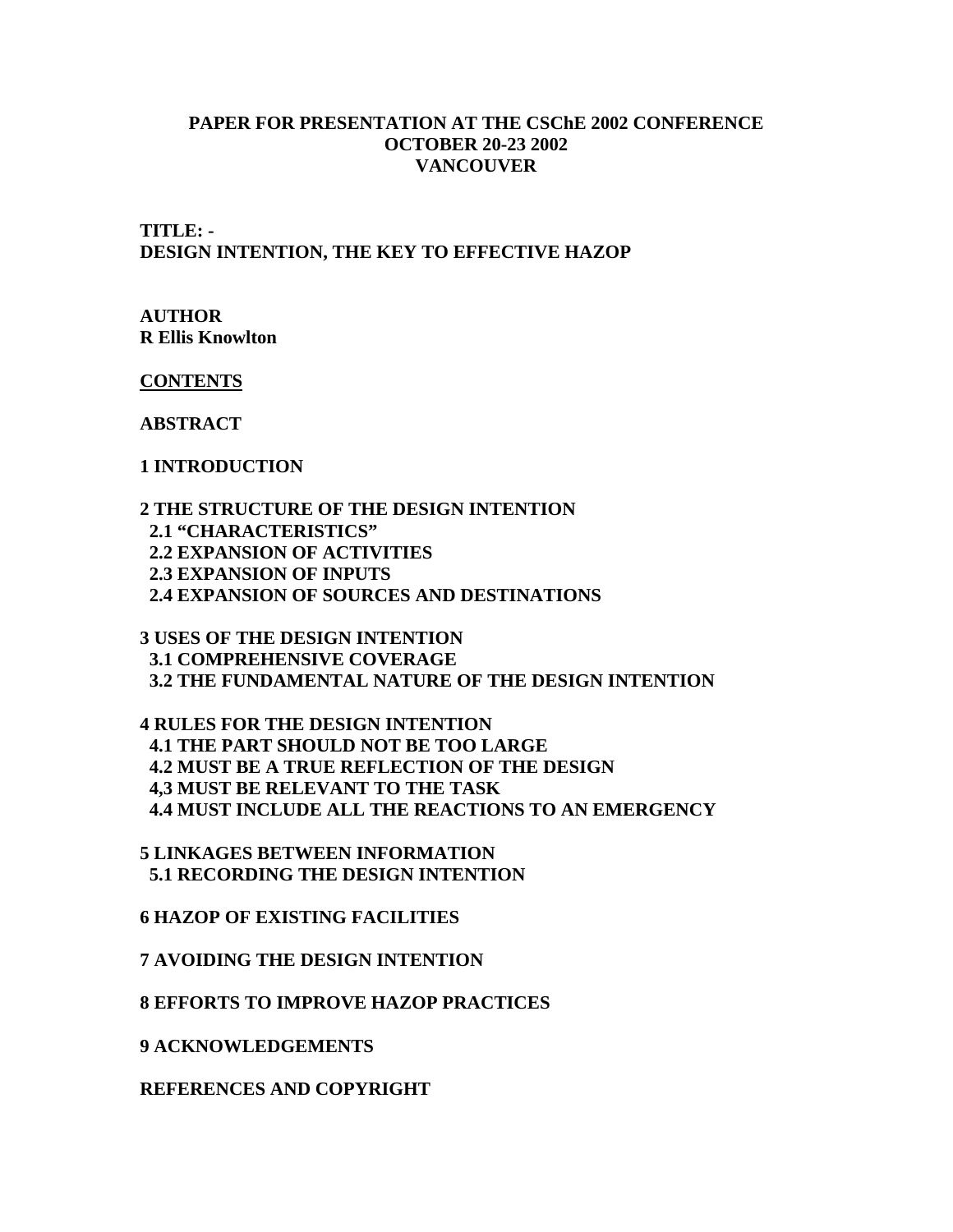**PAPER FOR PRESENTATION AT THE CSChE 2002 CONFERENCE**
**OCTOBER 20-23 2002**
**VANCOUVER**

**TITLE: -**
# DESIGN INTENTION, THE KEY TO EFFECTIVE HAZOP

**AUTHOR**
**R Ellis Knowlton**

## CONTENTS

**ABSTRACT**

**1 INTRODUCTION**

**2 THE STRUCTURE OF THE DESIGN INTENTION**
- **2.1 "CHARACTERISTICS"**
- **2.2 EXPANSION OF ACTIVITIES**
- **2.3 EXPANSION OF INPUTS**
- **2.4 EXPANSION OF SOURCES AND DESTINATIONS**

**3 USES OF THE DESIGN INTENTION**
- **3.1 COMPREHENSIVE COVERAGE**
- **3.2 THE FUNDAMENTAL NATURE OF THE DESIGN INTENTION**

**4 RULES FOR THE DESIGN INTENTION**
- **4.1 THE PART SHOULD NOT BE TOO LARGE**
- **4.2 MUST BE A TRUE REFLECTION OF THE DESIGN**
- **4,3 MUST BE RELEVANT TO THE TASK**
- **4.4 MUST INCLUDE ALL THE REACTIONS TO AN EMERGENCY**

**5 LINKAGES BETWEEN INFORMATION**
- **5.1 RECORDING THE DESIGN INTENTION**

**6 HAZOP OF EXISTING FACILITIES**

**7 AVOIDING THE DESIGN INTENTION**

**8 EFFORTS TO IMPROVE HAZOP PRACTICES**

**9 ACKNOWLEDGEMENTS**

**REFERENCES AND COPYRIGHT**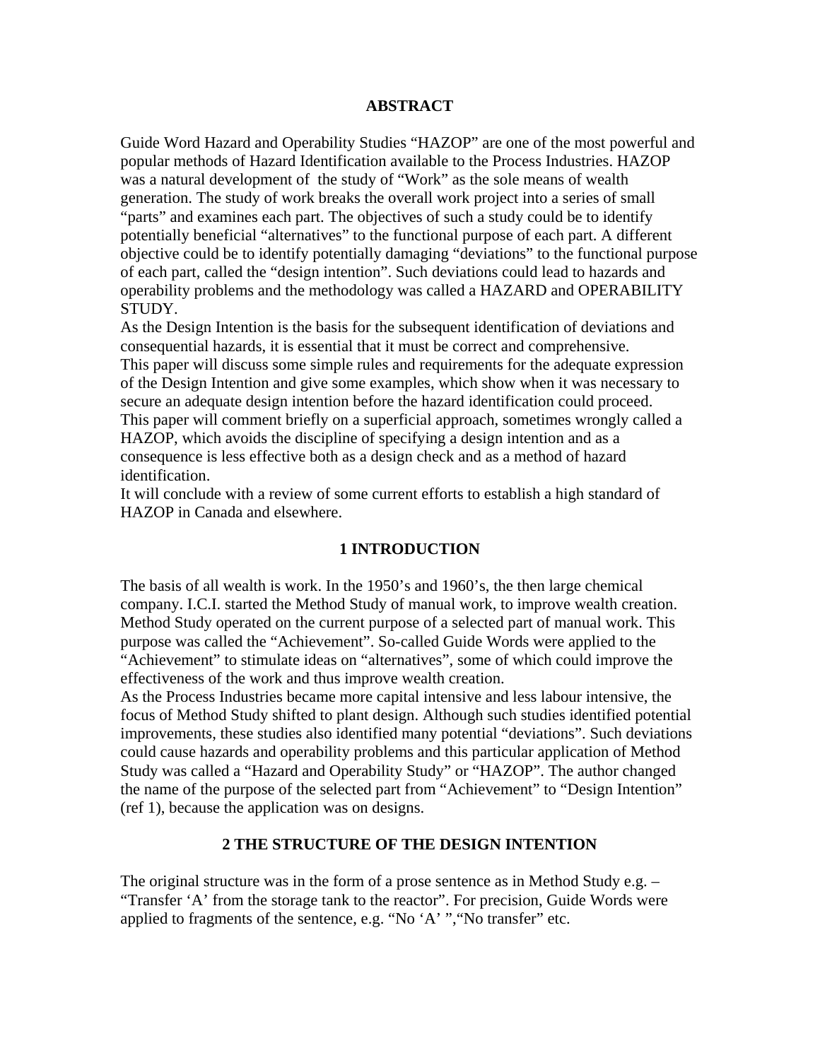## ABSTRACT

Guide Word Hazard and Operability Studies "HAZOP" are one of the most powerful and popular methods of Hazard Identification available to the Process Industries. HAZOP was a natural development of the study of "Work" as the sole means of wealth generation. The study of work breaks the overall work project into a series of small "parts" and examines each part. The objectives of such a study could be to identify potentially beneficial "alternatives" to the functional purpose of each part. A different objective could be to identify potentially damaging "deviations" to the functional purpose of each part, called the "design intention". Such deviations could lead to hazards and operability problems and the methodology was called a HAZARD and OPERABILITY STUDY.

As the Design Intention is the basis for the subsequent identification of deviations and consequential hazards, it is essential that it must be correct and comprehensive.

This paper will discuss some simple rules and requirements for the adequate expression of the Design Intention and give some examples, which show when it was necessary to secure an adequate design intention before the hazard identification could proceed.

This paper will comment briefly on a superficial approach, sometimes wrongly called a HAZOP, which avoids the discipline of specifying a design intention and as a consequence is less effective both as a design check and as a method of hazard identification.

It will conclude with a review of some current efforts to establish a high standard of HAZOP in Canada and elsewhere.

## 1 INTRODUCTION

The basis of all wealth is work. In the 1950's and 1960's, the then large chemical company. I.C.I. started the Method Study of manual work, to improve wealth creation. Method Study operated on the current purpose of a selected part of manual work. This purpose was called the "Achievement". So-called Guide Words were applied to the "Achievement" to stimulate ideas on "alternatives", some of which could improve the effectiveness of the work and thus improve wealth creation.

As the Process Industries became more capital intensive and less labour intensive, the focus of Method Study shifted to plant design. Although such studies identified potential improvements, these studies also identified many potential "deviations". Such deviations could cause hazards and operability problems and this particular application of Method Study was called a "Hazard and Operability Study" or "HAZOP". The author changed the name of the purpose of the selected part from "Achievement" to "Design Intention" (ref 1), because the application was on designs.

## 2 THE STRUCTURE OF THE DESIGN INTENTION

The original structure was in the form of a prose sentence as in Method Study e.g. – "Transfer 'A' from the storage tank to the reactor". For precision, Guide Words were applied to fragments of the sentence, e.g. "No 'A' ","No transfer" etc.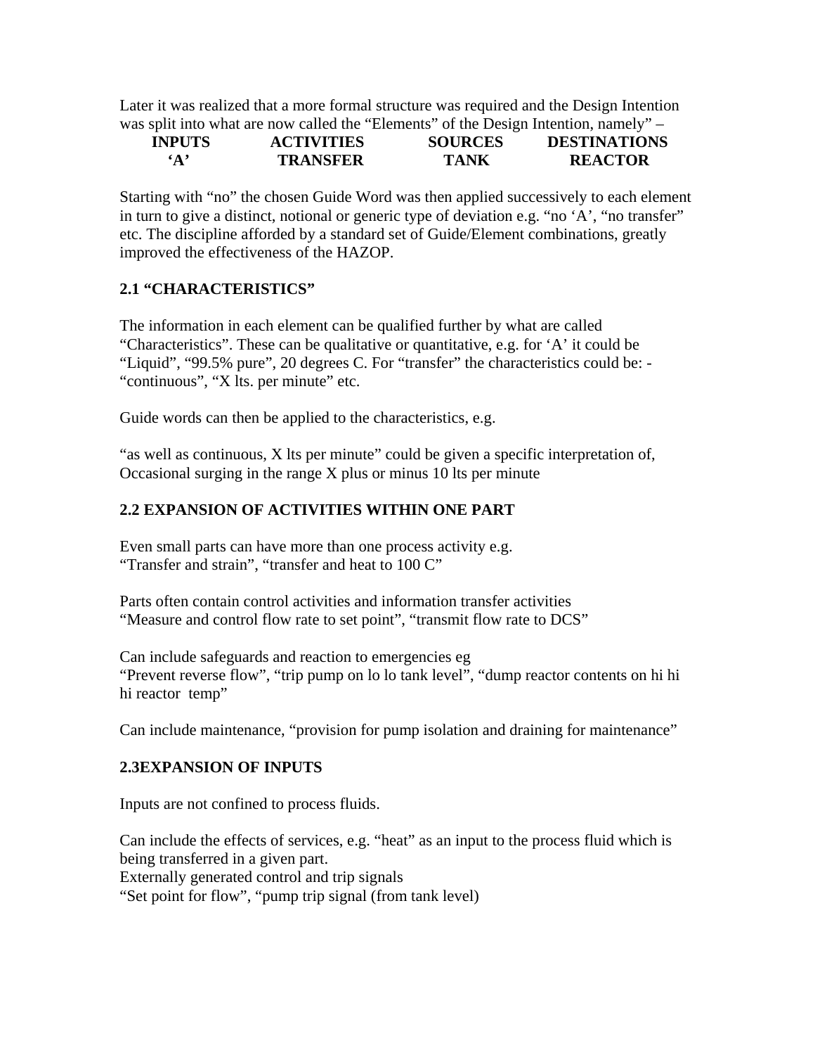Later it was realized that a more formal structure was required and the Design Intention was split into what are now called the “Elements” of the Design Intention, namely” –

| INPUTS | ACTIVITIES | SOURCES | DESTINATIONS |
|---|---|---|---|
| ‘A’ | TRANSFER | TANK | REACTOR |

Starting with “no” the chosen Guide Word was then applied successively to each element in turn to give a distinct, notional or generic type of deviation e.g. “no ‘A’, “no transfer” etc. The discipline afforded by a standard set of Guide/Element combinations, greatly improved the effectiveness of the HAZOP.

**2.1 “CHARACTERISTICS”**

The information in each element can be qualified further by what are called “Characteristics”. These can be qualitative or quantitative, e.g. for ‘A’ it could be “Liquid”, “99.5% pure”, 20 degrees C. For “transfer” the characteristics could be: - “continuous”, “X lts. per minute” etc.

Guide words can then be applied to the characteristics, e.g.

“as well as continuous, X lts per minute” could be given a specific interpretation of, Occasional surging in the range X plus or minus 10 lts per minute

**2.2 EXPANSION OF ACTIVITIES WITHIN ONE PART**

Even small parts can have more than one process activity e.g.
“Transfer and strain”, “transfer and heat to 100 C”

Parts often contain control activities and information transfer activities
“Measure and control flow rate to set point”, “transmit flow rate to DCS”

Can include safeguards and reaction to emergencies eg
“Prevent reverse flow”, “trip pump on lo lo tank level”, “dump reactor contents on hi hi hi reactor temp”

Can include maintenance, “provision for pump isolation and draining for maintenance”

**2.3EXPANSION OF INPUTS**

Inputs are not confined to process fluids.

Can include the effects of services, e.g. “heat” as an input to the process fluid which is being transferred in a given part.
Externally generated control and trip signals
“Set point for flow”, “pump trip signal (from tank level)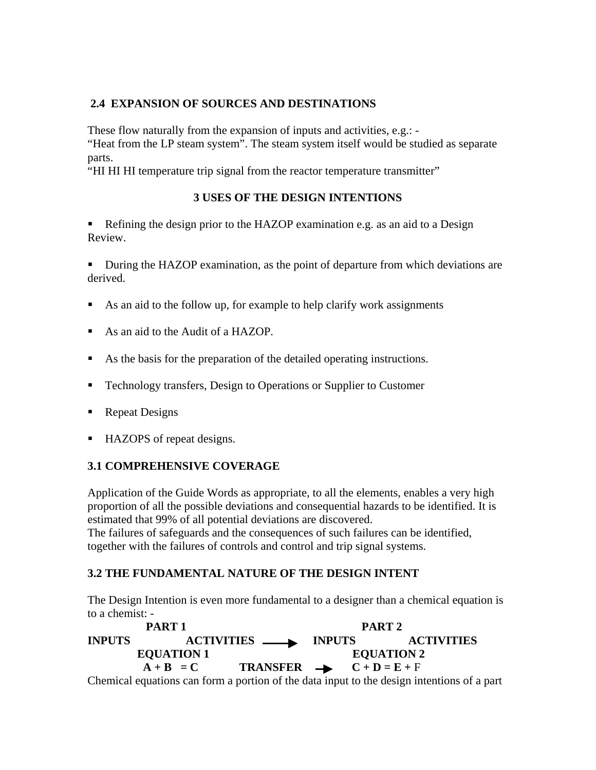## 2.4 EXPANSION OF SOURCES AND DESTINATIONS

These flow naturally from the expansion of inputs and activities, e.g.: -
"Heat from the LP steam system". The steam system itself would be studied as separate parts.
"HI HI HI temperature trip signal from the reactor temperature transmitter"

# 3 USES OF THE DESIGN INTENTIONS

- Refining the design prior to the HAZOP examination e.g. as an aid to a Design Review.
- During the HAZOP examination, as the point of departure from which deviations are derived.
- As an aid to the follow up, for example to help clarify work assignments
- As an aid to the Audit of a HAZOP.
- As the basis for the preparation of the detailed operating instructions.
- Technology transfers, Design to Operations or Supplier to Customer
- Repeat Designs
- HAZOPS of repeat designs.

## 3.1 COMPREHENSIVE COVERAGE

Application of the Guide Words as appropriate, to all the elements, enables a very high proportion of all the possible deviations and consequential hazards to be identified. It is estimated that 99% of all potential deviations are discovered.
The failures of safeguards and the consequences of such failures can be identified, together with the failures of controls and control and trip signal systems.

## 3.2 THE FUNDAMENTAL NATURE OF THE DESIGN INTENT

The Design Intention is even more fundamental to a designer than a chemical equation is to a chemist: -

| PART 1 | | | PART 2 | |
|---|---|---|---|---|
| **INPUTS** | **ACTIVITIES** | → | **INPUTS** | **ACTIVITIES** |
| **EQUATION 1** | | | **EQUATION 2** | |
| **A + B = C** | | **TRANSFER** → | **C + D = E +** F | |

Chemical equations can form a portion of the data input to the design intentions of a part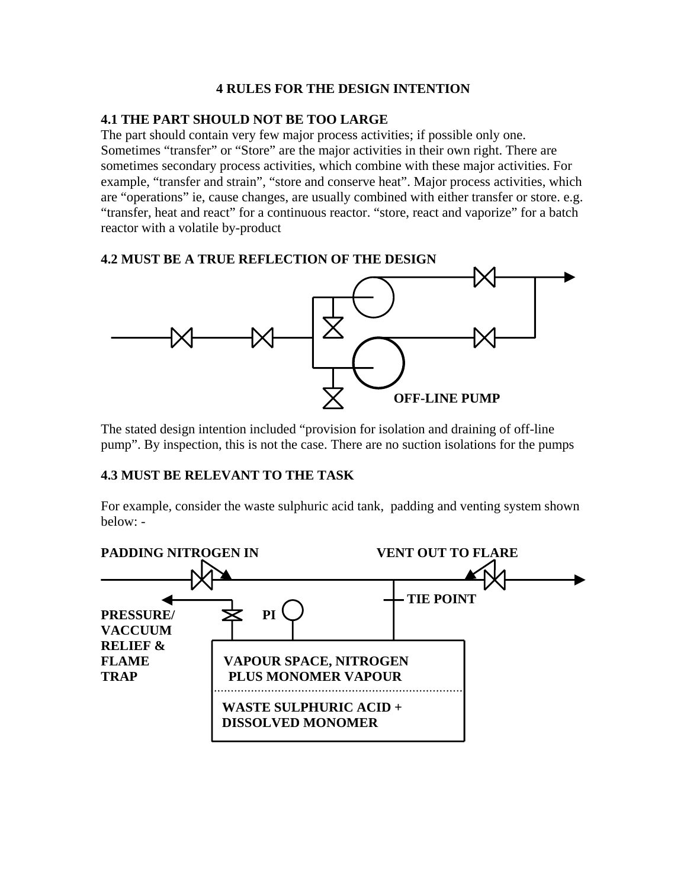# 4 RULES FOR THE DESIGN INTENTION

## 4.1 THE PART SHOULD NOT BE TOO LARGE

The part should contain very few major process activities; if possible only one. Sometimes "transfer" or "Store" are the major activities in their own right. There are sometimes secondary process activities, which combine with these major activities. For example, "transfer and strain", "store and conserve heat". Major process activities, which are "operations" ie, cause changes, are usually combined with either transfer or store. e.g. "transfer, heat and react" for a continuous reactor. "store, react and vaporize" for a batch reactor with a volatile by-product

## 4.2 MUST BE A TRUE REFLECTION OF THE DESIGN

OFF-LINE PUMP

The stated design intention included "provision for isolation and draining of off-line pump". By inspection, this is not the case. There are no suction isolations for the pumps

## 4.3 MUST BE RELEVANT TO THE TASK

For example, consider the waste sulphuric acid tank, padding and venting system shown below: -

PADDING NITROGEN IN

VENT OUT TO FLARE

TIE POINT

PRESSURE/ VACCUUM RELIEF & FLAME TRAP

PI

VAPOUR SPACE, NITROGEN PLUS MONOMER VAPOUR

WASTE SULPHURIC ACID + DISSOLVED MONOMER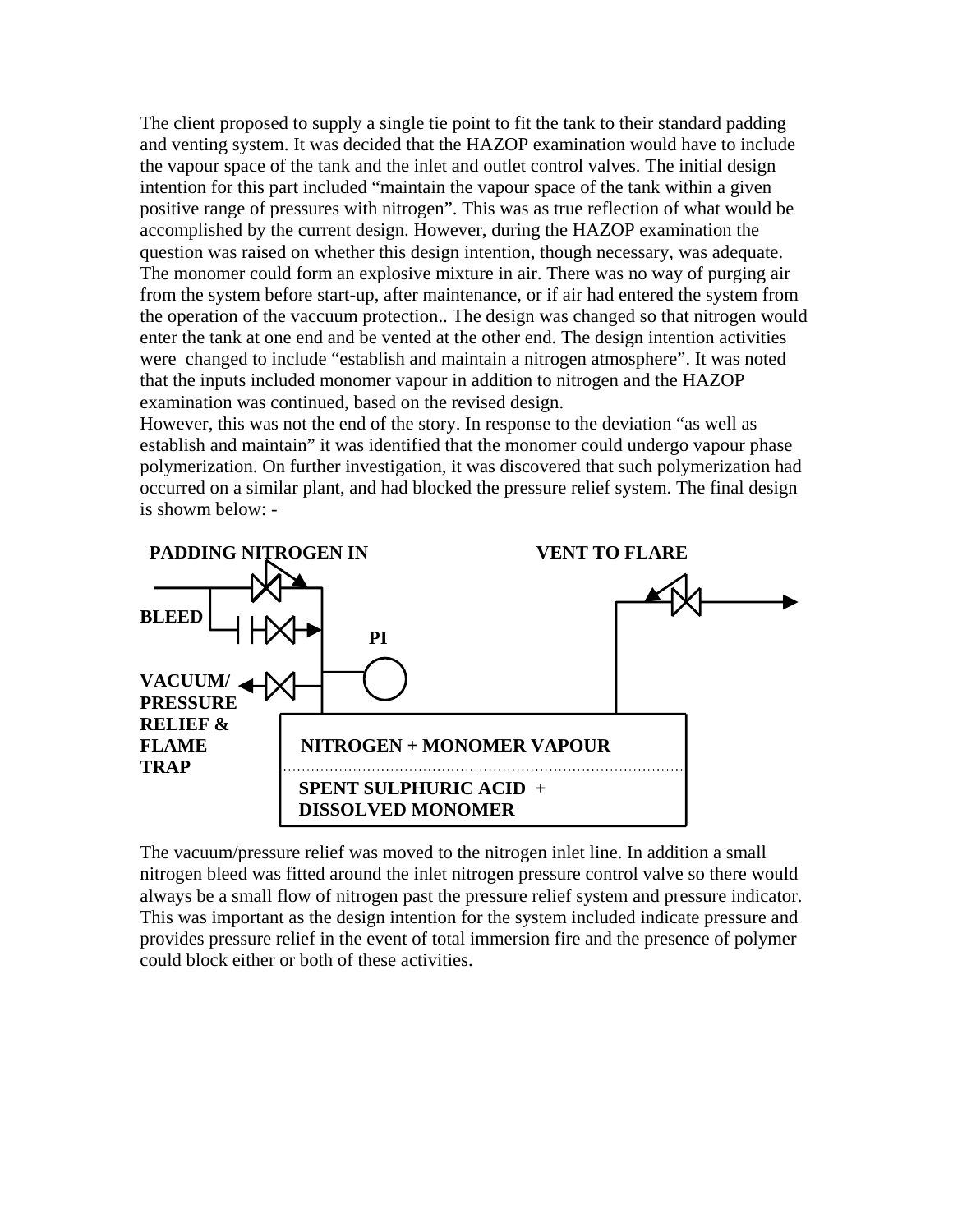The client proposed to supply a single tie point to fit the tank to their standard padding and venting system. It was decided that the HAZOP examination would have to include the vapour space of the tank and the inlet and outlet control valves. The initial design intention for this part included "maintain the vapour space of the tank within a given positive range of pressures with nitrogen". This was as true reflection of what would be accomplished by the current design. However, during the HAZOP examination the question was raised on whether this design intention, though necessary, was adequate. The monomer could form an explosive mixture in air. There was no way of purging air from the system before start-up, after maintenance, or if air had entered the system from the operation of the vaccuum protection.. The design was changed so that nitrogen would enter the tank at one end and be vented at the other end. The design intention activities were changed to include "establish and maintain a nitrogen atmosphere". It was noted that the inputs included monomer vapour in addition to nitrogen and the HAZOP examination was continued, based on the revised design.

However, this was not the end of the story. In response to the deviation "as well as establish and maintain" it was identified that the monomer could undergo vapour phase polymerization. On further investigation, it was discovered that such polymerization had occurred on a similar plant, and had blocked the pressure relief system. The final design is showm below: -

PADDING NITROGEN IN

VENT TO FLARE

BLEED

PI

VACUUM/ PRESSURE RELIEF & FLAME TRAP

NITROGEN + MONOMER VAPOUR

SPENT SULPHURIC ACID + DISSOLVED MONOMER

The vacuum/pressure relief was moved to the nitrogen inlet line. In addition a small nitrogen bleed was fitted around the inlet nitrogen pressure control valve so there would always be a small flow of nitrogen past the pressure relief system and pressure indicator. This was important as the design intention for the system included indicate pressure and provides pressure relief in the event of total immersion fire and the presence of polymer could block either or both of these activities.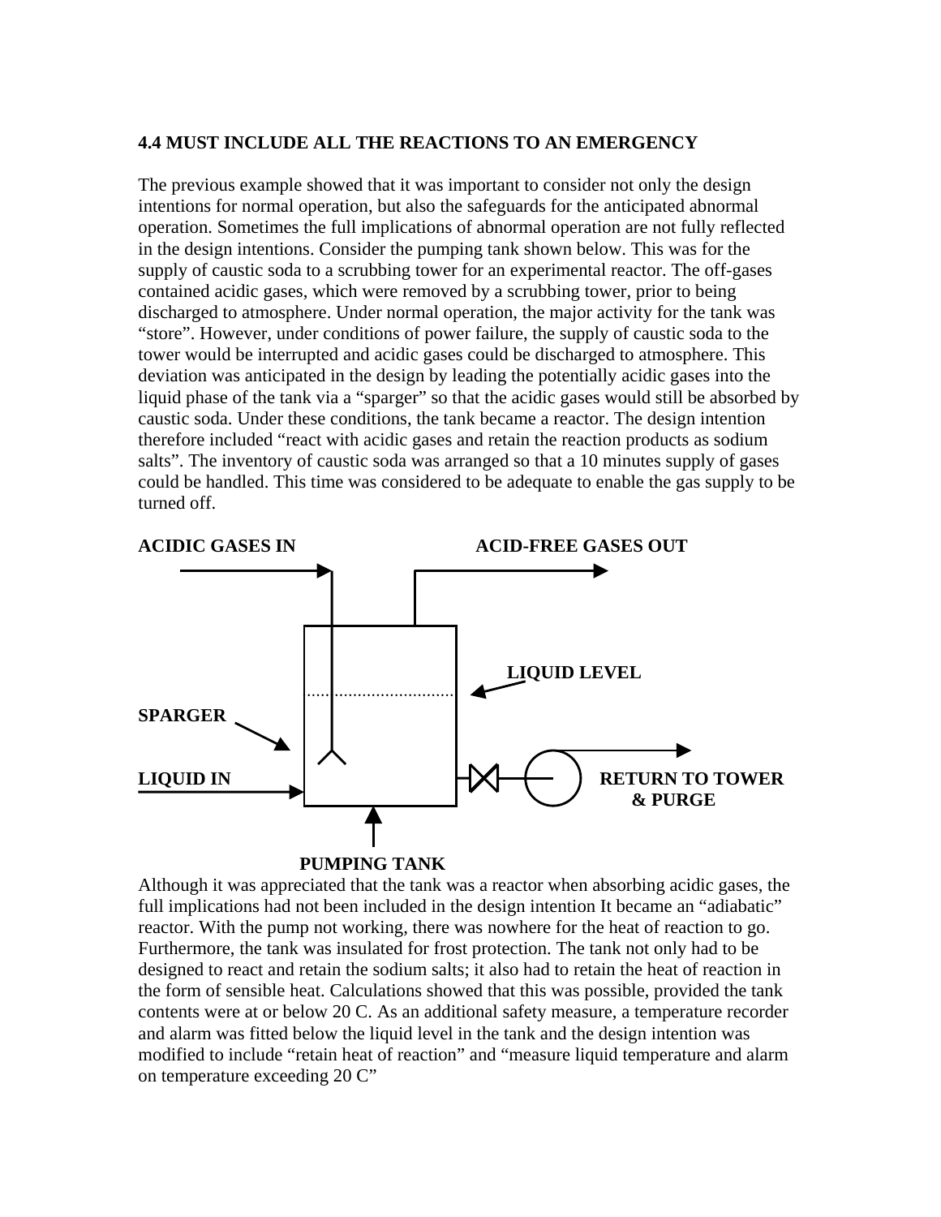### 4.4 MUST INCLUDE ALL THE REACTIONS TO AN EMERGENCY

The previous example showed that it was important to consider not only the design intentions for normal operation, but also the safeguards for the anticipated abnormal operation. Sometimes the full implications of abnormal operation are not fully reflected in the design intentions. Consider the pumping tank shown below. This was for the supply of caustic soda to a scrubbing tower for an experimental reactor. The off-gases contained acidic gases, which were removed by a scrubbing tower, prior to being discharged to atmosphere. Under normal operation, the major activity for the tank was "store". However, under conditions of power failure, the supply of caustic soda to the tower would be interrupted and acidic gases could be discharged to atmosphere. This deviation was anticipated in the design by leading the potentially acidic gases into the liquid phase of the tank via a "sparger" so that the acidic gases would still be absorbed by caustic soda. Under these conditions, the tank became a reactor. The design intention therefore included "react with acidic gases and retain the reaction products as sodium salts". The inventory of caustic soda was arranged so that a 10 minutes supply of gases could be handled. This time was considered to be adequate to enable the gas supply to be turned off.

**ACIDIC GASES IN** **ACID-FREE GASES OUT**

**LIQUID LEVEL**

**SPARGER**

**LIQUID IN** **RETURN TO TOWER & PURGE**

**PUMPING TANK**

Although it was appreciated that the tank was a reactor when absorbing acidic gases, the full implications had not been included in the design intention It became an "adiabatic" reactor. With the pump not working, there was nowhere for the heat of reaction to go. Furthermore, the tank was insulated for frost protection. The tank not only had to be designed to react and retain the sodium salts; it also had to retain the heat of reaction in the form of sensible heat. Calculations showed that this was possible, provided the tank contents were at or below 20 C. As an additional safety measure, a temperature recorder and alarm was fitted below the liquid level in the tank and the design intention was modified to include "retain heat of reaction" and "measure liquid temperature and alarm on temperature exceeding 20 C"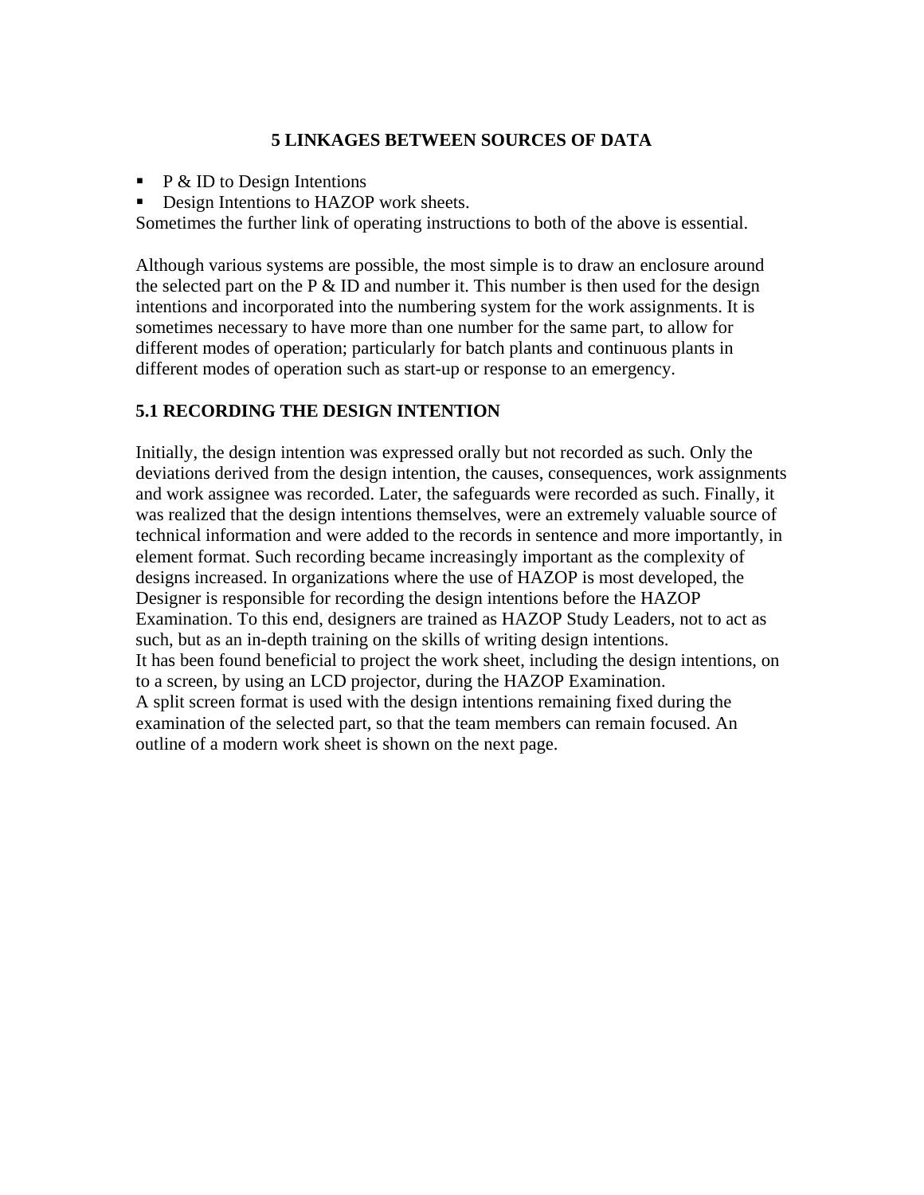## 5 LINKAGES BETWEEN SOURCES OF DATA

- P & ID to Design Intentions
- Design Intentions to HAZOP work sheets.

Sometimes the further link of operating instructions to both of the above is essential.

Although various systems are possible, the most simple is to draw an enclosure around the selected part on the P & ID and number it. This number is then used for the design intentions and incorporated into the numbering system for the work assignments. It is sometimes necessary to have more than one number for the same part, to allow for different modes of operation; particularly for batch plants and continuous plants in different modes of operation such as start-up or response to an emergency.

### 5.1 RECORDING THE DESIGN INTENTION

Initially, the design intention was expressed orally but not recorded as such. Only the deviations derived from the design intention, the causes, consequences, work assignments and work assignee was recorded. Later, the safeguards were recorded as such. Finally, it was realized that the design intentions themselves, were an extremely valuable source of technical information and were added to the records in sentence and more importantly, in element format. Such recording became increasingly important as the complexity of designs increased. In organizations where the use of HAZOP is most developed, the Designer is responsible for recording the design intentions before the HAZOP Examination. To this end, designers are trained as HAZOP Study Leaders, not to act as such, but as an in-depth training on the skills of writing design intentions.
It has been found beneficial to project the work sheet, including the design intentions, on to a screen, by using an LCD projector, during the HAZOP Examination.
A split screen format is used with the design intentions remaining fixed during the examination of the selected part, so that the team members can remain focused. An outline of a modern work sheet is shown on the next page.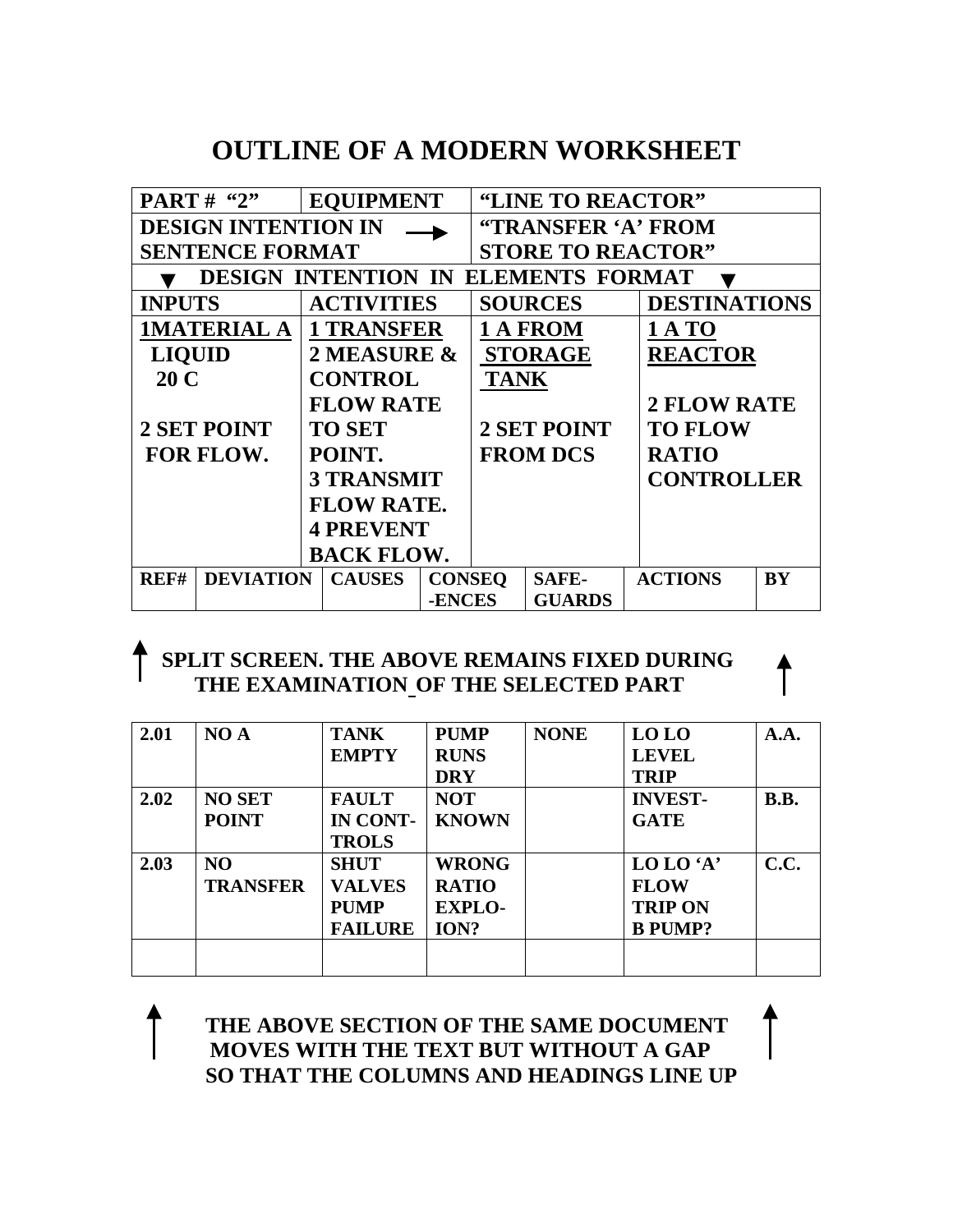# OUTLINE OF A MODERN WORKSHEET

| PART # "2" | EQUIPMENT | "LINE TO REACTOR" | |
|---|---|---|---|
| DESIGN INTENTION IN SENTENCE FORMAT → | | "TRANSFER 'A' FROM STORE TO REACTOR" | |
| ▼ DESIGN INTENTION IN ELEMENTS FORMAT ▼ | | | |
| INPUTS | ACTIVITIES | SOURCES | DESTINATIONS |
| 1MATERIAL A LIQUID 20 C<br><br>2 SET POINT FOR FLOW. | 1 TRANSFER<br>2 MEASURE & CONTROL FLOW RATE TO SET POINT.<br>3 TRANSMIT FLOW RATE.<br>4 PREVENT BACK FLOW. | 1 A FROM STORAGE TANK<br><br>2 SET POINT FROM DCS | 1 A TO REACTOR<br><br>2 FLOW RATE TO FLOW RATIO CONTROLLER |

**SPLIT SCREEN. THE ABOVE REMAINS FIXED DURING THE EXAMINATION OF THE SELECTED PART**

| REF# | DEVIATION | CAUSES | CONSEQ-ENCES | SAFE-GUARDS | ACTIONS | BY |
|---|---|---|---|---|---|---|
| 2.01 | NO A | TANK EMPTY | PUMP RUNS DRY | NONE | LO LO LEVEL TRIP | A.A. |
| 2.02 | NO SET POINT | FAULT IN CONT-TROLS | NOT KNOWN | | INVEST-GATE | B.B. |
| 2.03 | NO TRANSFER | SHUT VALVES PUMP FAILURE | WRONG RATIO EXPLO-ION? | | LO LO 'A' FLOW TRIP ON B PUMP? | C.C. |
| | | | | | | |

**THE ABOVE SECTION OF THE SAME DOCUMENT MOVES WITH THE TEXT BUT WITHOUT A GAP SO THAT THE COLUMNS AND HEADINGS LINE UP**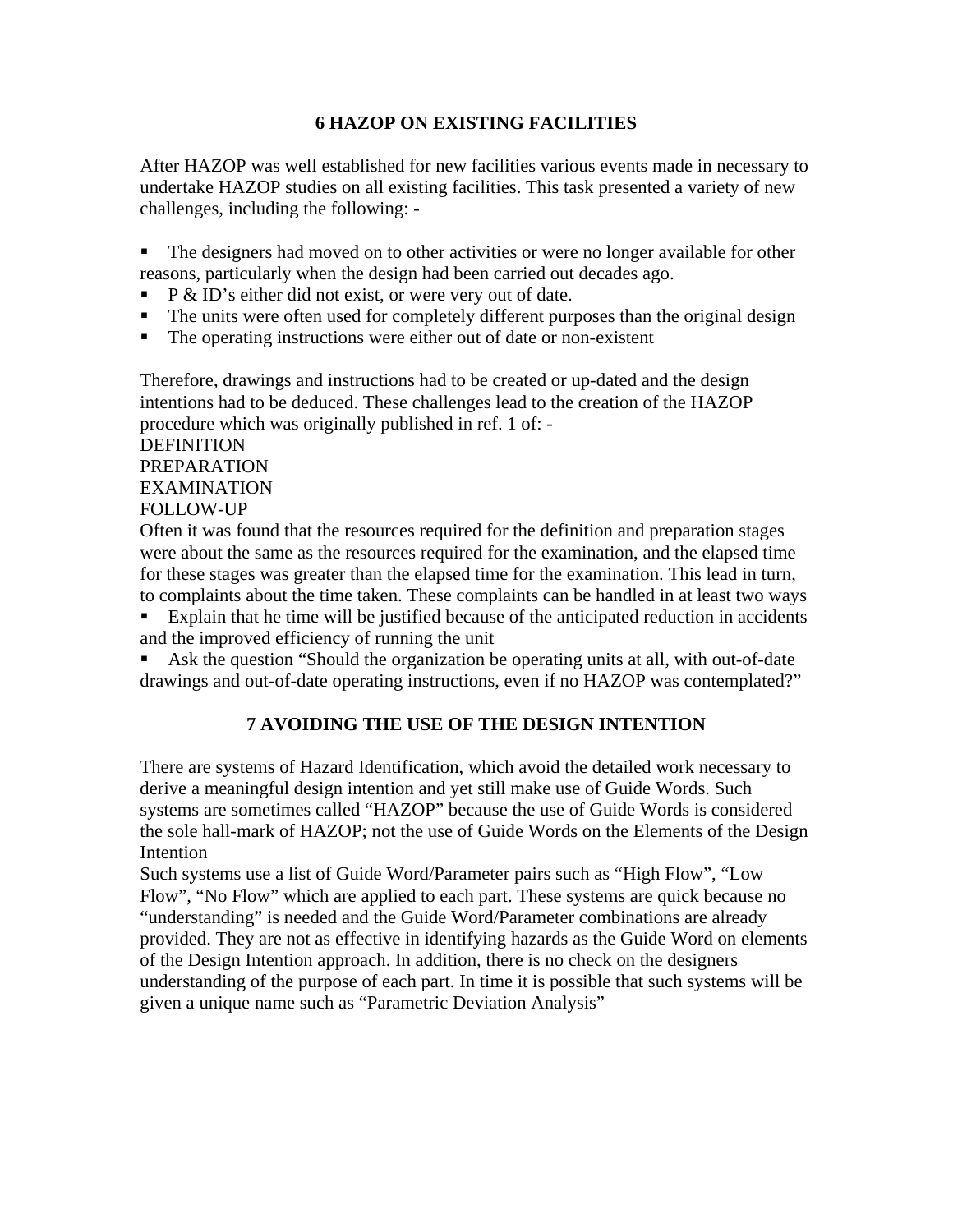## 6 HAZOP ON EXISTING FACILITIES

After HAZOP was well established for new facilities various events made in necessary to undertake HAZOP studies on all existing facilities. This task presented a variety of new challenges, including the following: -

- The designers had moved on to other activities or were no longer available for other reasons, particularly when the design had been carried out decades ago.
- P & ID's either did not exist, or were very out of date.
- The units were often used for completely different purposes than the original design
- The operating instructions were either out of date or non-existent

Therefore, drawings and instructions had to be created or up-dated and the design intentions had to be deduced. These challenges lead to the creation of the HAZOP procedure which was originally published in ref. 1 of: -
DEFINITION
PREPARATION
EXAMINATION
FOLLOW-UP
Often it was found that the resources required for the definition and preparation stages were about the same as the resources required for the examination, and the elapsed time for these stages was greater than the elapsed time for the examination. This lead in turn, to complaints about the time taken. These complaints can be handled in at least two ways

- Explain that he time will be justified because of the anticipated reduction in accidents and the improved efficiency of running the unit
- Ask the question "Should the organization be operating units at all, with out-of-date drawings and out-of-date operating instructions, even if no HAZOP was contemplated?"

## 7 AVOIDING THE USE OF THE DESIGN INTENTION

There are systems of Hazard Identification, which avoid the detailed work necessary to derive a meaningful design intention and yet still make use of Guide Words. Such systems are sometimes called "HAZOP" because the use of Guide Words is considered the sole hall-mark of HAZOP; not the use of Guide Words on the Elements of the Design Intention
Such systems use a list of Guide Word/Parameter pairs such as "High Flow", "Low Flow", "No Flow" which are applied to each part. These systems are quick because no "understanding" is needed and the Guide Word/Parameter combinations are already provided. They are not as effective in identifying hazards as the Guide Word on elements of the Design Intention approach. In addition, there is no check on the designers understanding of the purpose of each part. In time it is possible that such systems will be given a unique name such as "Parametric Deviation Analysis"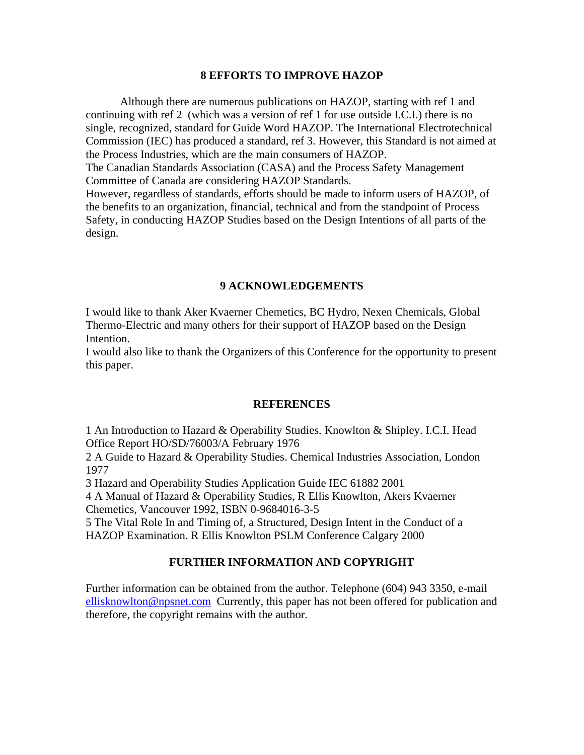## 8 EFFORTS TO IMPROVE HAZOP

Although there are numerous publications on HAZOP, starting with ref 1 and continuing with ref 2 (which was a version of ref 1 for use outside I.C.I.) there is no single, recognized, standard for Guide Word HAZOP. The International Electrotechnical Commission (IEC) has produced a standard, ref 3. However, this Standard is not aimed at the Process Industries, which are the main consumers of HAZOP.
The Canadian Standards Association (CASA) and the Process Safety Management Committee of Canada are considering HAZOP Standards.
However, regardless of standards, efforts should be made to inform users of HAZOP, of the benefits to an organization, financial, technical and from the standpoint of Process Safety, in conducting HAZOP Studies based on the Design Intentions of all parts of the design.

## 9 ACKNOWLEDGEMENTS

I would like to thank Aker Kvaerner Chemetics, BC Hydro, Nexen Chemicals, Global Thermo-Electric and many others for their support of HAZOP based on the Design Intention.
I would also like to thank the Organizers of this Conference for the opportunity to present this paper.

## REFERENCES

1 An Introduction to Hazard & Operability Studies. Knowlton & Shipley. I.C.I. Head Office Report HO/SD/76003/A February 1976
2 A Guide to Hazard & Operability Studies. Chemical Industries Association, London 1977
3 Hazard and Operability Studies Application Guide IEC 61882 2001
4 A Manual of Hazard & Operability Studies, R Ellis Knowlton, Akers Kvaerner Chemetics, Vancouver 1992, ISBN 0-9684016-3-5
5 The Vital Role In and Timing of, a Structured, Design Intent in the Conduct of a HAZOP Examination. R Ellis Knowlton PSLM Conference Calgary 2000

## FURTHER INFORMATION AND COPYRIGHT

Further information can be obtained from the author. Telephone (604) 943 3350, e-mail ellisknowlton@npsnet.com Currently, this paper has not been offered for publication and therefore, the copyright remains with the author.